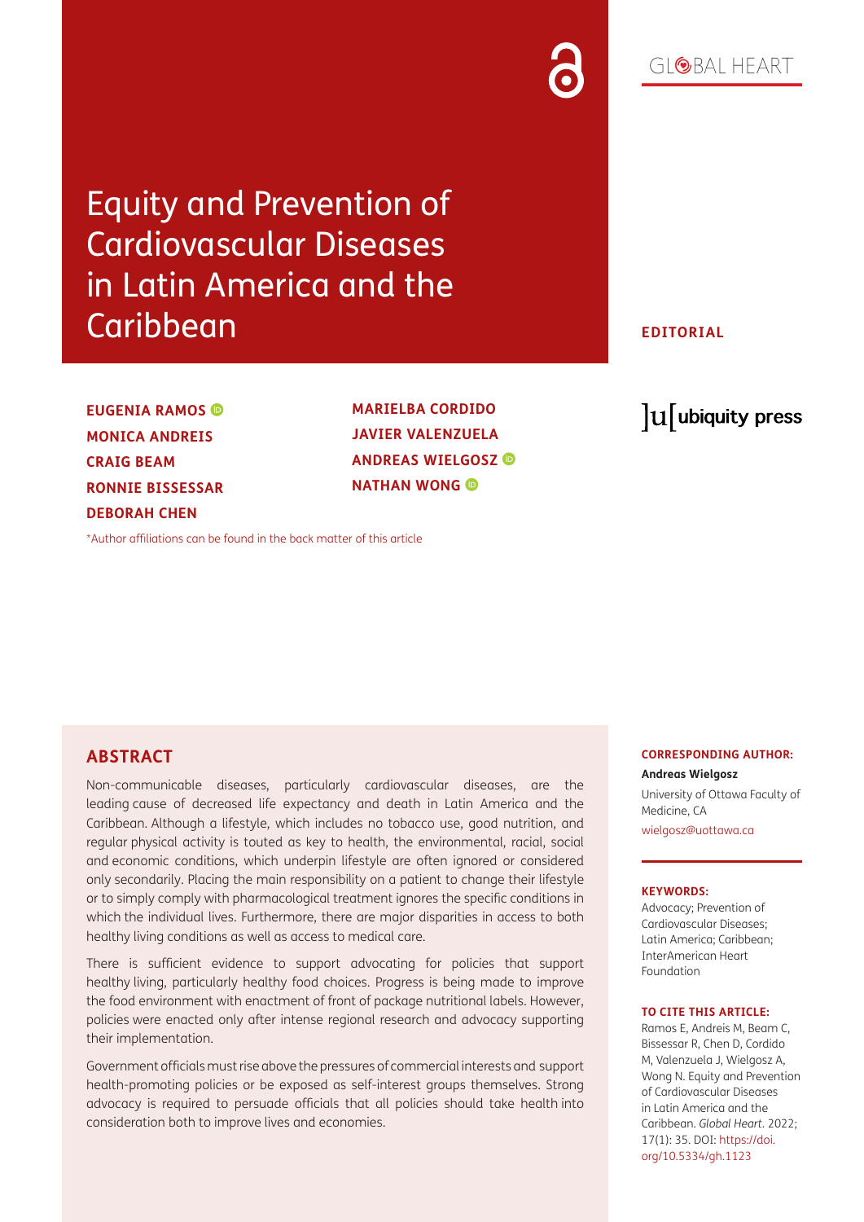# Equity and Prevention of Cardiovascular Diseases in Latin America and the Caribbean

**EDITORIAL**

**EUGENIA RAMOS**
**MONICA ANDREIS**
**CRAIG BEAM**
**RONNIE BISSESSAR**
**DEBORAH CHEN**
**MARIELBA CORDIDO**
**JAVIER VALENZUELA**
**ANDREAS WIELGOSZ**
**NATHAN WONG**

*Author affiliations can be found in the back matter of this article

## ABSTRACT

Non-communicable diseases, particularly cardiovascular diseases, are the leading cause of decreased life expectancy and death in Latin America and the Caribbean. Although a lifestyle, which includes no tobacco use, good nutrition, and regular physical activity is touted as key to health, the environmental, racial, social and economic conditions, which underpin lifestyle are often ignored or considered only secondarily. Placing the main responsibility on a patient to change their lifestyle or to simply comply with pharmacological treatment ignores the specific conditions in which the individual lives. Furthermore, there are major disparities in access to both healthy living conditions as well as access to medical care.

There is sufficient evidence to support advocating for policies that support healthy living, particularly healthy food choices. Progress is being made to improve the food environment with enactment of front of package nutritional labels. However, policies were enacted only after intense regional research and advocacy supporting their implementation.

Government officials must rise above the pressures of commercial interests and support health-promoting policies or be exposed as self-interest groups themselves. Strong advocacy is required to persuade officials that all policies should take health into consideration both to improve lives and economies.

**CORRESPONDING AUTHOR:**

**Andreas Wielgosz**

University of Ottawa Faculty of Medicine, CA

wielgosz@uottawa.ca

**KEYWORDS:**

Advocacy; Prevention of Cardiovascular Diseases; Latin America; Caribbean; InterAmerican Heart Foundation

**TO CITE THIS ARTICLE:**

Ramos E, Andreis M, Beam C, Bissessar R, Chen D, Cordido M, Valenzuela J, Wielgosz A, Wong N. Equity and Prevention of Cardiovascular Diseases in Latin America and the Caribbean. *Global Heart*. 2022; 17(1): 35. DOI: https://doi.org/10.5334/gh.1123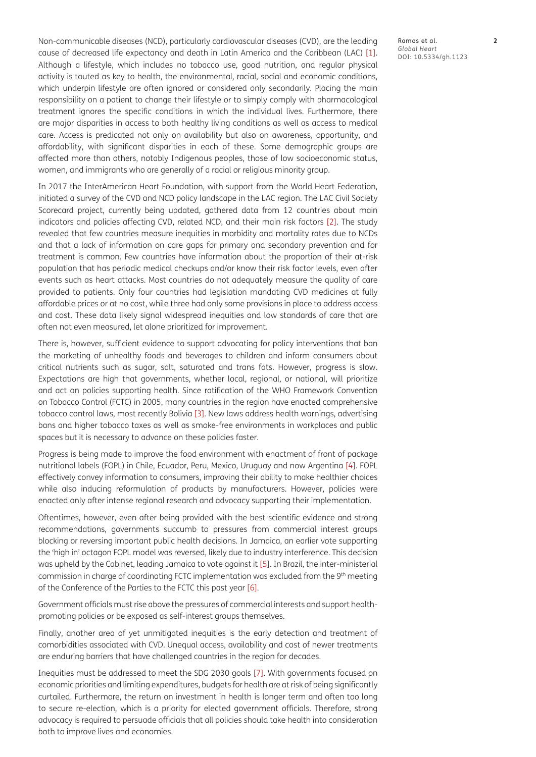Non-communicable diseases (NCD), particularly cardiovascular diseases (CVD), are the leading cause of decreased life expectancy and death in Latin America and the Caribbean (LAC) [1]. Although a lifestyle, which includes no tobacco use, good nutrition, and regular physical activity is touted as key to health, the environmental, racial, social and economic conditions, which underpin lifestyle are often ignored or considered only secondarily. Placing the main responsibility on a patient to change their lifestyle or to simply comply with pharmacological treatment ignores the specific conditions in which the individual lives. Furthermore, there are major disparities in access to both healthy living conditions as well as access to medical care. Access is predicated not only on availability but also on awareness, opportunity, and affordability, with significant disparities in each of these. Some demographic groups are affected more than others, notably Indigenous peoples, those of low socioeconomic status, women, and immigrants who are generally of a racial or religious minority group.

In 2017 the InterAmerican Heart Foundation, with support from the World Heart Federation, initiated a survey of the CVD and NCD policy landscape in the LAC region. The LAC Civil Society Scorecard project, currently being updated, gathered data from 12 countries about main indicators and policies affecting CVD, related NCD, and their main risk factors [2]. The study revealed that few countries measure inequities in morbidity and mortality rates due to NCDs and that a lack of information on care gaps for primary and secondary prevention and for treatment is common. Few countries have information about the proportion of their at-risk population that has periodic medical checkups and/or know their risk factor levels, even after events such as heart attacks. Most countries do not adequately measure the quality of care provided to patients. Only four countries had legislation mandating CVD medicines at fully affordable prices or at no cost, while three had only some provisions in place to address access and cost. These data likely signal widespread inequities and low standards of care that are often not even measured, let alone prioritized for improvement.

There is, however, sufficient evidence to support advocating for policy interventions that ban the marketing of unhealthy foods and beverages to children and inform consumers about critical nutrients such as sugar, salt, saturated and trans fats. However, progress is slow. Expectations are high that governments, whether local, regional, or national, will prioritize and act on policies supporting health. Since ratification of the WHO Framework Convention on Tobacco Control (FCTC) in 2005, many countries in the region have enacted comprehensive tobacco control laws, most recently Bolivia [3]. New laws address health warnings, advertising bans and higher tobacco taxes as well as smoke-free environments in workplaces and public spaces but it is necessary to advance on these policies faster.

Progress is being made to improve the food environment with enactment of front of package nutritional labels (FOPL) in Chile, Ecuador, Peru, Mexico, Uruguay and now Argentina [4]. FOPL effectively convey information to consumers, improving their ability to make healthier choices while also inducing reformulation of products by manufacturers. However, policies were enacted only after intense regional research and advocacy supporting their implementation.

Oftentimes, however, even after being provided with the best scientific evidence and strong recommendations, governments succumb to pressures from commercial interest groups blocking or reversing important public health decisions. In Jamaica, an earlier vote supporting the 'high in' octagon FOPL model was reversed, likely due to industry interference. This decision was upheld by the Cabinet, leading Jamaica to vote against it [5]. In Brazil, the inter-ministerial commission in charge of coordinating FCTC implementation was excluded from the 9th meeting of the Conference of the Parties to the FCTC this past year [6].

Government officials must rise above the pressures of commercial interests and support health-promoting policies or be exposed as self-interest groups themselves.

Finally, another area of yet unmitigated inequities is the early detection and treatment of comorbidities associated with CVD. Unequal access, availability and cost of newer treatments are enduring barriers that have challenged countries in the region for decades.

Inequities must be addressed to meet the SDG 2030 goals [7]. With governments focused on economic priorities and limiting expenditures, budgets for health are at risk of being significantly curtailed. Furthermore, the return on investment in health is longer term and often too long to secure re-election, which is a priority for elected government officials. Therefore, strong advocacy is required to persuade officials that all policies should take health into consideration both to improve lives and economies.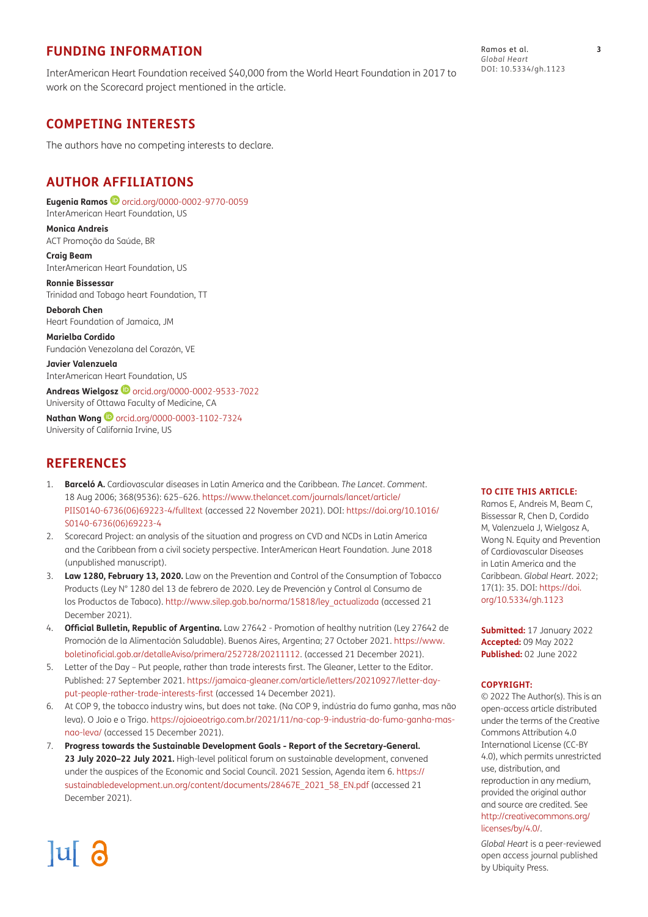## FUNDING INFORMATION

InterAmerican Heart Foundation received $40,000 from the World Heart Foundation in 2017 to work on the Scorecard project mentioned in the article.

## COMPETING INTERESTS

The authors have no competing interests to declare.

## AUTHOR AFFILIATIONS

**Eugenia Ramos** orcid.org/0000-0002-9770-0059
InterAmerican Heart Foundation, US

**Monica Andreis**
ACT Promoção da Saúde, BR

**Craig Beam**
InterAmerican Heart Foundation, US

**Ronnie Bissessar**
Trinidad and Tobago heart Foundation, TT

**Deborah Chen**
Heart Foundation of Jamaica, JM

**Marielba Cordido**
Fundación Venezolana del Corazón, VE

**Javier Valenzuela**
InterAmerican Heart Foundation, US

**Andreas Wielgosz** orcid.org/0000-0002-9533-7022
University of Ottawa Faculty of Medicine, CA

**Nathan Wong** orcid.org/0000-0003-1102-7324
University of California Irvine, US

## REFERENCES

1. **Barceló A.** Cardiovascular diseases in Latin America and the Caribbean. *The Lancet*. *Comment*. 18 Aug 2006; 368(9536): 625–626. https://www.thelancet.com/journals/lancet/article/PIIS0140-6736(06)69223-4/fulltext (accessed 22 November 2021). DOI: https://doi.org/10.1016/S0140-6736(06)69223-4
2. Scorecard Project: an analysis of the situation and progress on CVD and NCDs in Latin America and the Caribbean from a civil society perspective. InterAmerican Heart Foundation. June 2018 (unpublished manuscript).
3. **Law 1280, February 13, 2020.** Law on the Prevention and Control of the Consumption of Tobacco Products (Ley N° 1280 del 13 de febrero de 2020. Ley de Prevención y Control al Consumo de los Productos de Tabaco). http://www.silep.gob.bo/norma/15818/ley_actualizada (accessed 21 December 2021).
4. **Official Bulletin, Republic of Argentina.** Law 27642 - Promotion of healthy nutrition (Ley 27642 de Promoción de la Alimentación Saludable). Buenos Aires, Argentina; 27 October 2021. https://www.boletinoficial.gob.ar/detalleAviso/primera/252728/20211112. (accessed 21 December 2021).
5. Letter of the Day – Put people, rather than trade interests first. The Gleaner, Letter to the Editor. Published: 27 September 2021. https://jamaica-gleaner.com/article/letters/20210927/letter-day-put-people-rather-trade-interests-first (accessed 14 December 2021).
6. At COP 9, the tobacco industry wins, but does not take. (Na COP 9, indústria do fumo ganha, mas não leva). O Joio e o Trigo. https://ojoioeotrigo.com.br/2021/11/na-cop-9-industria-do-fumo-ganha-mas-nao-leva/ (accessed 15 December 2021).
7. **Progress towards the Sustainable Development Goals - Report of the Secretary-General. 23 July 2020–22 July 2021.** High-level political forum on sustainable development, convened under the auspices of the Economic and Social Council. 2021 Session, Agenda item 6. https://sustainabledevelopment.un.org/content/documents/28467E_2021_58_EN.pdf (accessed 21 December 2021).

**TO CITE THIS ARTICLE:**
Ramos E, Andreis M, Beam C, Bissessar R, Chen D, Cordido M, Valenzuela J, Wielgosz A, Wong N. Equity and Prevention of Cardiovascular Diseases in Latin America and the Caribbean. *Global Heart*. 2022; 17(1): 35. DOI: https://doi.org/10.5334/gh.1123

**Submitted:** 17 January 2022
**Accepted:** 09 May 2022
**Published:** 02 June 2022

**COPYRIGHT:**
© 2022 The Author(s). This is an open-access article distributed under the terms of the Creative Commons Attribution 4.0 International License (CC-BY 4.0), which permits unrestricted use, distribution, and reproduction in any medium, provided the original author and source are credited. See http://creativecommons.org/licenses/by/4.0/.

*Global Heart* is a peer-reviewed open access journal published by Ubiquity Press.